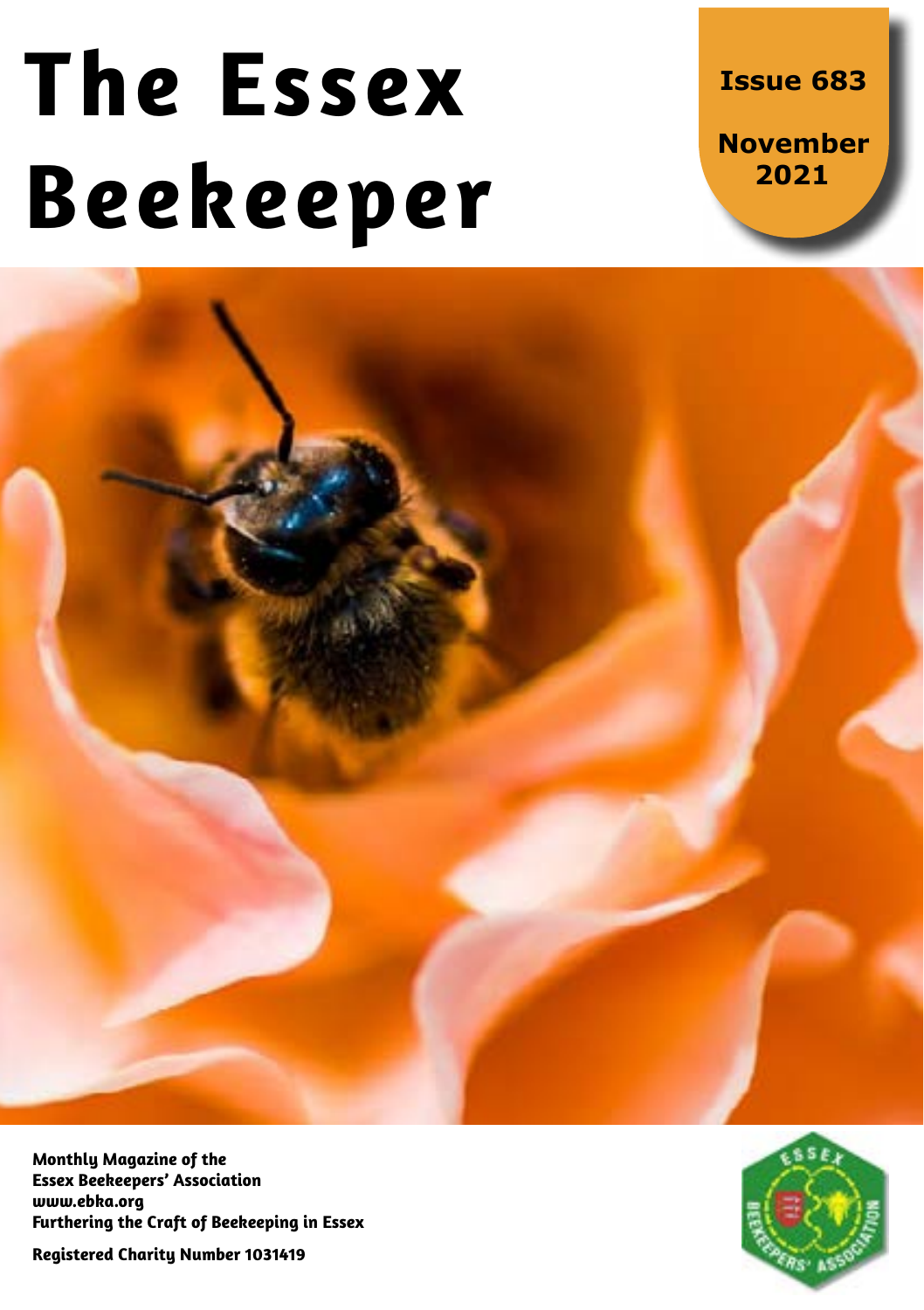# The Essex Beekeeper

**Issue 683**

**November 2021**

**Monthly Magazine of the Essex Beekeepers' Association**
**www.ebka.org**
**Furthering the Craft of Beekeeping in Essex**

**Registered Charity Number 1031419**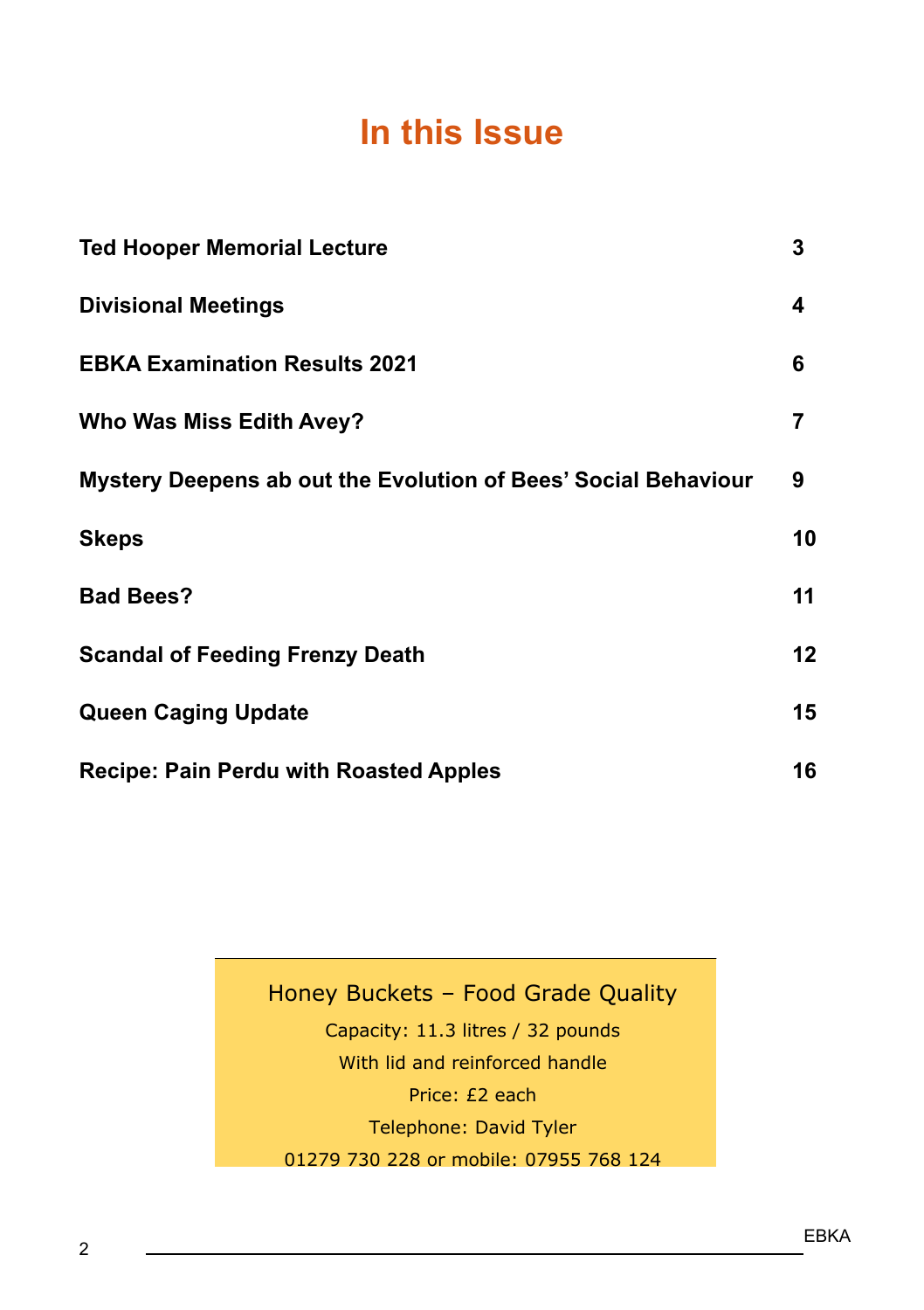# In this Issue

| | |
|---|---|
| **Ted Hooper Memorial Lecture** | **3** |
| **Divisional Meetings** | **4** |
| **EBKA Examination Results 2021** | **6** |
| **Who Was Miss Edith Avey?** | **7** |
| **Mystery Deepens ab out the Evolution of Bees' Social Behaviour** | **9** |
| **Skeps** | **10** |
| **Bad Bees?** | **11** |
| **Scandal of Feeding Frenzy Death** | **12** |
| **Queen Caging Update** | **15** |
| **Recipe: Pain Perdu with Roasted Apples** | **16** |

Honey Buckets – Food Grade Quality

Capacity: 11.3 litres / 32 pounds

With lid and reinforced handle

Price: £2 each

Telephone: David Tyler

01279 730 228 or mobile: 07955 768 124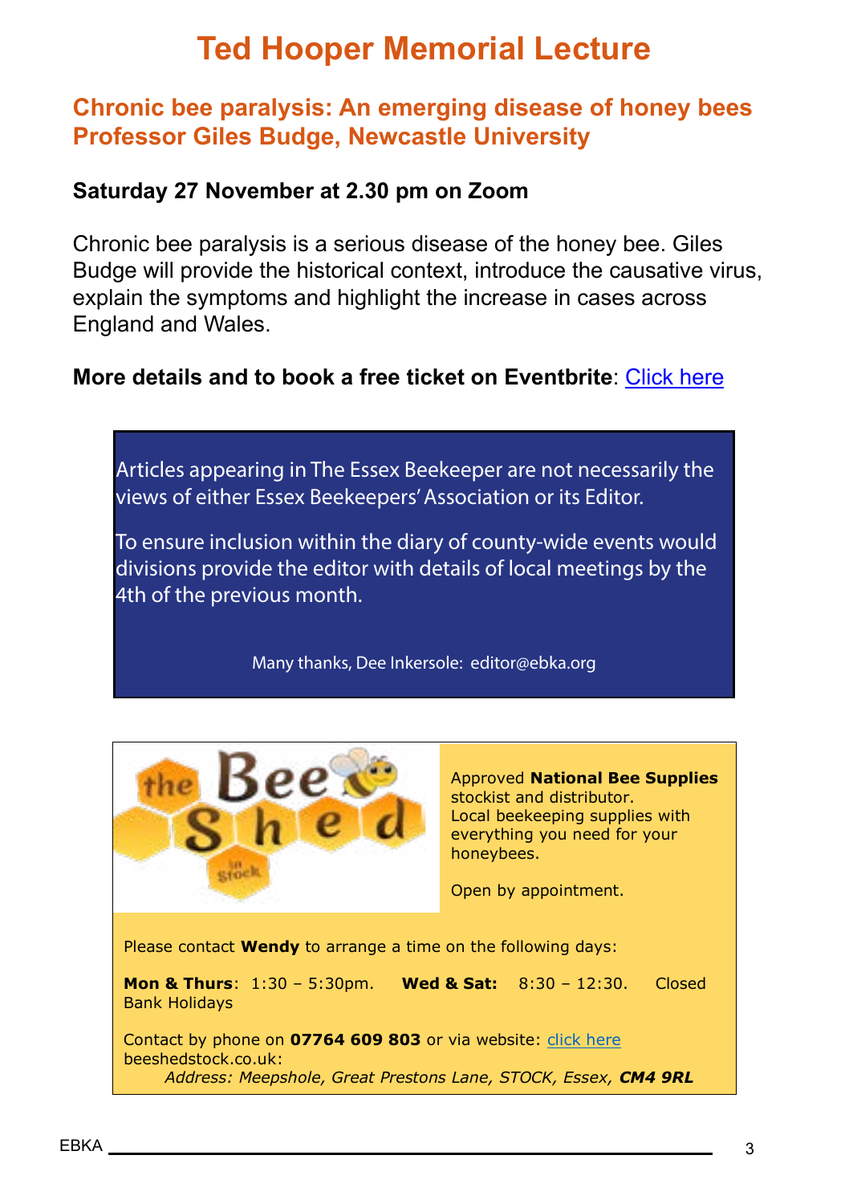# Ted Hooper Memorial Lecture

## Chronic bee paralysis: An emerging disease of honey bees
## Professor Giles Budge, Newcastle University

**Saturday 27 November at 2.30 pm on Zoom**

Chronic bee paralysis is a serious disease of the honey bee. Giles Budge will provide the historical context, introduce the causative virus, explain the symptoms and highlight the increase in cases across England and Wales.

**More details and to book a free ticket on Eventbrite**: Click here

Articles appearing in The Essex Beekeeper are not necessarily the views of either Essex Beekeepers' Association or its Editor.

To ensure inclusion within the diary of county-wide events would divisions provide the editor with details of local meetings by the 4th of the previous month.

Many thanks, Dee Inkersole: editor@ebka.org

the Bee Shed in Stock

Approved **National Bee Supplies** stockist and distributor.
Local beekeeping supplies with everything you need for your honeybees.

Open by appointment.

Please contact **Wendy** to arrange a time on the following days:

**Mon & Thurs**: 1:30 – 5:30pm. **Wed & Sat:** 8:30 – 12:30. Closed Bank Holidays

Contact by phone on **07764 609 803** or via website: click here
beeshedstock.co.uk:

*Address: Meepshole, Great Prestons Lane, STOCK, Essex,* ***CM4 9RL***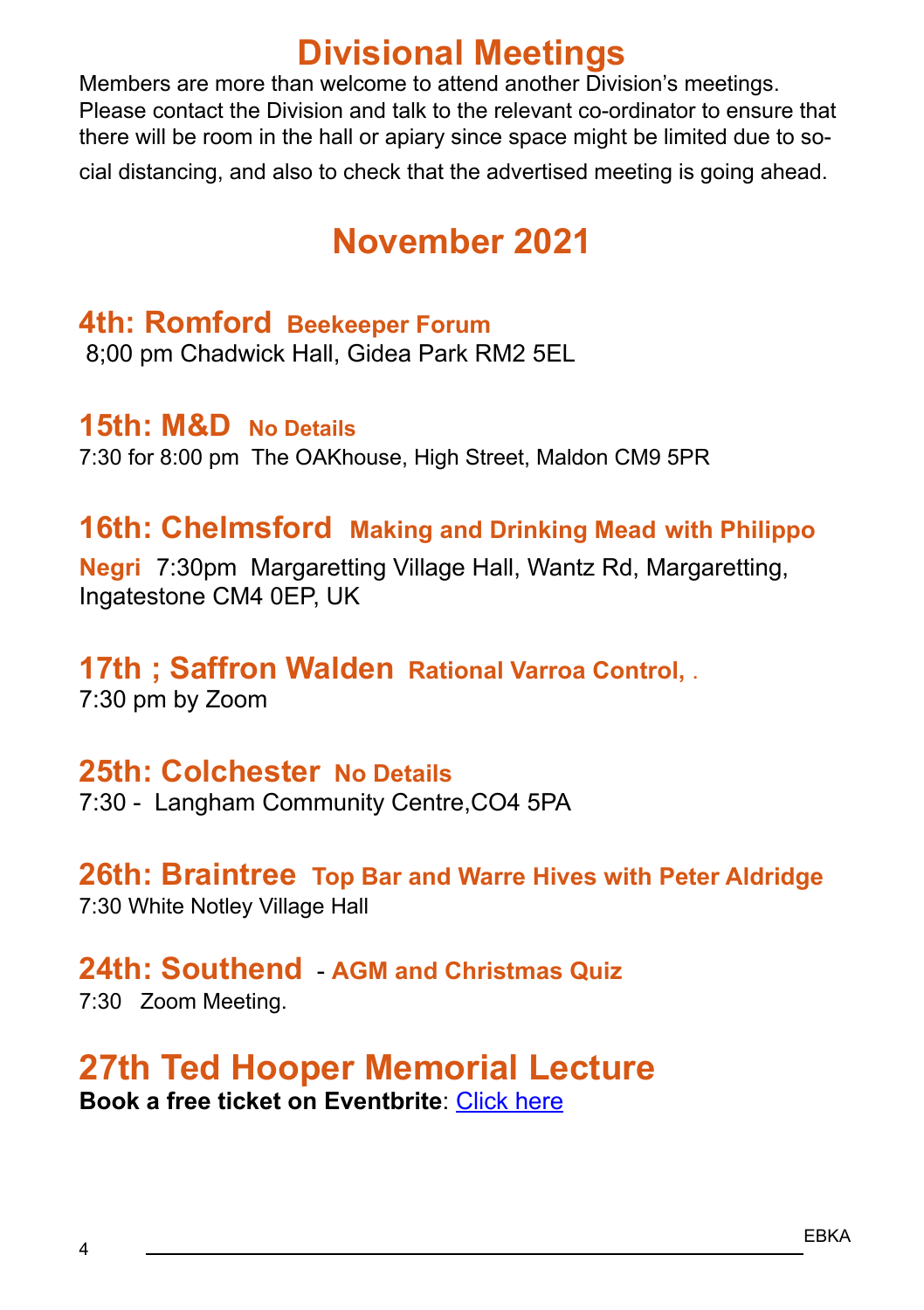# Divisional Meetings

Members are more than welcome to attend another Division's meetings. Please contact the Division and talk to the relevant co-ordinator to ensure that there will be room in the hall or apiary since space might be limited due to social distancing, and also to check that the advertised meeting is going ahead.

# November 2021

## 4th: Romford **Beekeeper Forum**

8;00 pm Chadwick Hall, Gidea Park RM2 5EL

## 15th: M&D **No Details**

7:30 for 8:00 pm The OAKhouse, High Street, Maldon CM9 5PR

## 16th: Chelmsford **Making and Drinking Mead with Philippo Negri**

7:30pm Margaretting Village Hall, Wantz Rd, Margaretting, Ingatestone CM4 0EP, UK

## 17th ; Saffron Walden **Rational Varroa Control, .**

7:30 pm by Zoom

## 25th: Colchester **No Details**

7:30 - Langham Community Centre,CO4 5PA

## 26th: Braintree **Top Bar and Warre Hives with Peter Aldridge**

7:30 White Notley Village Hall

## 24th: Southend - **AGM and Christmas Quiz**

7:30 Zoom Meeting.

# 27th Ted Hooper Memorial Lecture

**Book a free ticket on Eventbrite**: Click here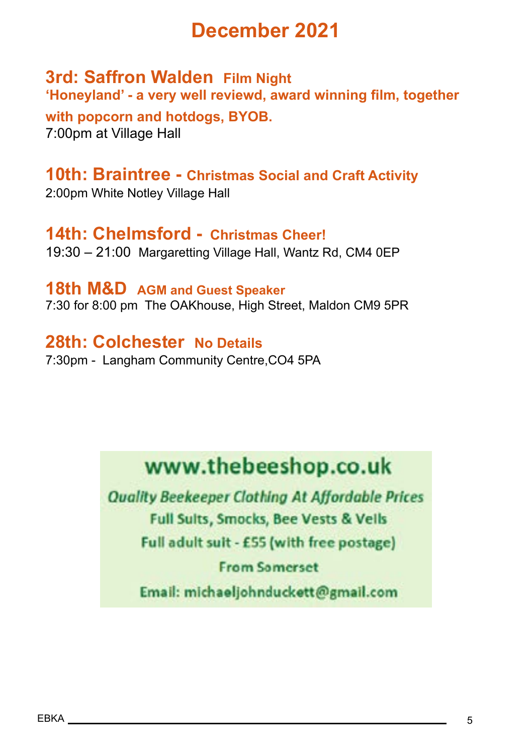# December 2021

### 3rd: Saffron Walden **Film Night**

**'Honeyland' - a very well reviewd, award winning film, together with popcorn and hotdogs, BYOB.**

7:00pm at Village Hall

### 10th: Braintree - **Christmas Social and Craft Activity**

2:00pm White Notley Village Hall

### 14th: Chelmsford - **Christmas Cheer!**

19:30 – 21:00 Margaretting Village Hall, Wantz Rd, CM4 0EP

### 18th M&D **AGM and Guest Speaker**

7:30 for 8:00 pm The OAKhouse, High Street, Maldon CM9 5PR

### 28th: Colchester **No Details**

7:30pm - Langham Community Centre,CO4 5PA

---

**www.thebeeshop.co.uk**

*Quality Beekeeper Clothing At Affordable Prices*

Full Suits, Smocks, Bee Vests & Veils

Full adult suit - £55 (with free postage)

From Somerset

Email: michaeljohnduckett@gmail.com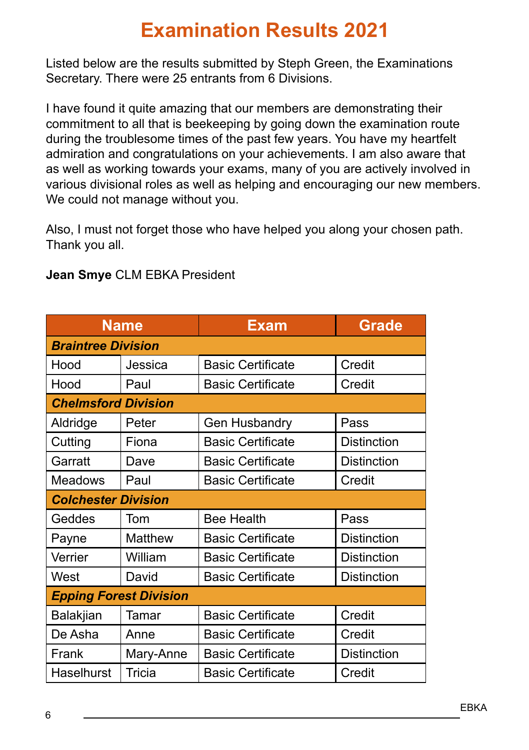# Examination Results 2021

Listed below are the results submitted by Steph Green, the Examinations Secretary. There were 25 entrants from 6 Divisions.

I have found it quite amazing that our members are demonstrating their commitment to all that is beekeeping by going down the examination route during the troublesome times of the past few years. You have my heartfelt admiration and congratulations on your achievements. I am also aware that as well as working towards your exams, many of you are actively involved in various divisional roles as well as helping and encouraging our new members. We could not manage without you.

Also, I must not forget those who have helped you along your chosen path. Thank you all.

**Jean Smye** CLM EBKA President

| Name | | Exam | Grade |
|---|---|---|---|
| ***Braintree Division*** | | | |
| Hood | Jessica | Basic Certificate | Credit |
| Hood | Paul | Basic Certificate | Credit |
| ***Chelmsford Division*** | | | |
| Aldridge | Peter | Gen Husbandry | Pass |
| Cutting | Fiona | Basic Certificate | Distinction |
| Garratt | Dave | Basic Certificate | Distinction |
| Meadows | Paul | Basic Certificate | Credit |
| ***Colchester Division*** | | | |
| Geddes | Tom | Bee Health | Pass |
| Payne | Matthew | Basic Certificate | Distinction |
| Verrier | William | Basic Certificate | Distinction |
| West | David | Basic Certificate | Distinction |
| ***Epping Forest Division*** | | | |
| Balakjian | Tamar | Basic Certificate | Credit |
| De Asha | Anne | Basic Certificate | Credit |
| Frank | Mary-Anne | Basic Certificate | Distinction |
| Haselhurst | Tricia | Basic Certificate | Credit |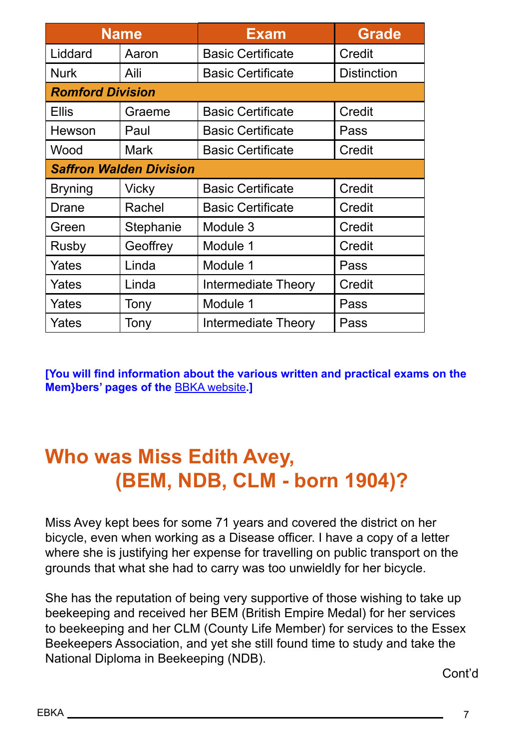| Name | | Exam | Grade |
|---|---|---|---|
| Liddard | Aaron | Basic Certificate | Credit |
| Nurk | Aili | Basic Certificate | Distinction |
| ***Romford Division*** | | | |
| Ellis | Graeme | Basic Certificate | Credit |
| Hewson | Paul | Basic Certificate | Pass |
| Wood | Mark | Basic Certificate | Credit |
| ***Saffron Walden Division*** | | | |
| Bryning | Vicky | Basic Certificate | Credit |
| Drane | Rachel | Basic Certificate | Credit |
| Green | Stephanie | Module 3 | Credit |
| Rusby | Geoffrey | Module 1 | Credit |
| Yates | Linda | Module 1 | Pass |
| Yates | Linda | Intermediate Theory | Credit |
| Yates | Tony | Module 1 | Pass |
| Yates | Tony | Intermediate Theory | Pass |

**[You will find information about the various written and practical exams on the Mem}bers' pages of the BBKA website.]**

# Who was Miss Edith Avey, (BEM, NDB, CLM - born 1904)?

Miss Avey kept bees for some 71 years and covered the district on her bicycle, even when working as a Disease officer. I have a copy of a letter where she is justifying her expense for travelling on public transport on the grounds that what she had to carry was too unwieldy for her bicycle.

She has the reputation of being very supportive of those wishing to take up beekeeping and received her BEM (British Empire Medal) for her services to beekeeping and her CLM (County Life Member) for services to the Essex Beekeepers Association, and yet she still found time to study and take the National Diploma in Beekeeping (NDB).

Cont'd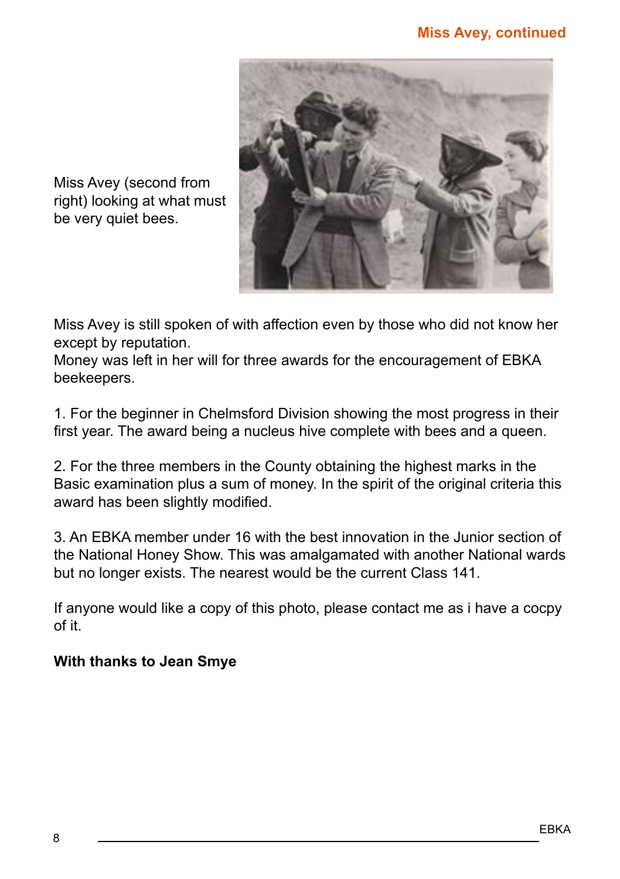## Miss Avey, continued

Miss Avey (second from right) looking at what must be very quiet bees.

Miss Avey is still spoken of with affection even by those who did not know her except by reputation.
Money was left in her will for three awards for the encouragement of EBKA beekeepers.

1. For the beginner in Chelmsford Division showing the most progress in their first year. The award being a nucleus hive complete with bees and a queen.

2. For the three members in the County obtaining the highest marks in the Basic examination plus a sum of money. In the spirit of the original criteria this award has been slightly modified.

3. An EBKA member under 16 with the best innovation in the Junior section of the National Honey Show. This was amalgamated with another National wards but no longer exists. The nearest would be the current Class 141.

If anyone would like a copy of this photo, please contact me as i have a cocpy of it.

**With thanks to Jean Smye**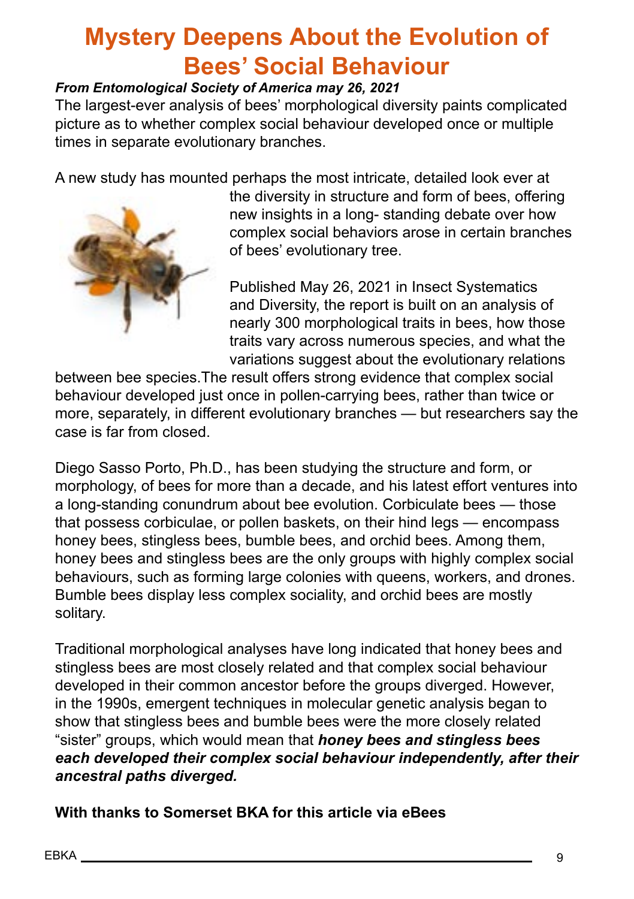# Mystery Deepens About the Evolution of Bees' Social Behaviour

***From Entomological Society of America may 26, 2021***

The largest-ever analysis of bees' morphological diversity paints complicated picture as to whether complex social behaviour developed once or multiple times in separate evolutionary branches.

A new study has mounted perhaps the most intricate, detailed look ever at the diversity in structure and form of bees, offering new insights in a long- standing debate over how complex social behaviors arose in certain branches of bees' evolutionary tree.

Published May 26, 2021 in Insect Systematics and Diversity, the report is built on an analysis of nearly 300 morphological traits in bees, how those traits vary across numerous species, and what the variations suggest about the evolutionary relations between bee species.The result offers strong evidence that complex social behaviour developed just once in pollen-carrying bees, rather than twice or more, separately, in different evolutionary branches — but researchers say the case is far from closed.

Diego Sasso Porto, Ph.D., has been studying the structure and form, or morphology, of bees for more than a decade, and his latest effort ventures into a long-standing conundrum about bee evolution. Corbiculate bees — those that possess corbiculae, or pollen baskets, on their hind legs — encompass honey bees, stingless bees, bumble bees, and orchid bees. Among them, honey bees and stingless bees are the only groups with highly complex social behaviours, such as forming large colonies with queens, workers, and drones. Bumble bees display less complex sociality, and orchid bees are mostly solitary.

Traditional morphological analyses have long indicated that honey bees and stingless bees are most closely related and that complex social behaviour developed in their common ancestor before the groups diverged. However, in the 1990s, emergent techniques in molecular genetic analysis began to show that stingless bees and bumble bees were the more closely related "sister" groups, which would mean that ***honey bees and stingless bees each developed their complex social behaviour independently, after their ancestral paths diverged.***

**With thanks to Somerset BKA for this article via eBees**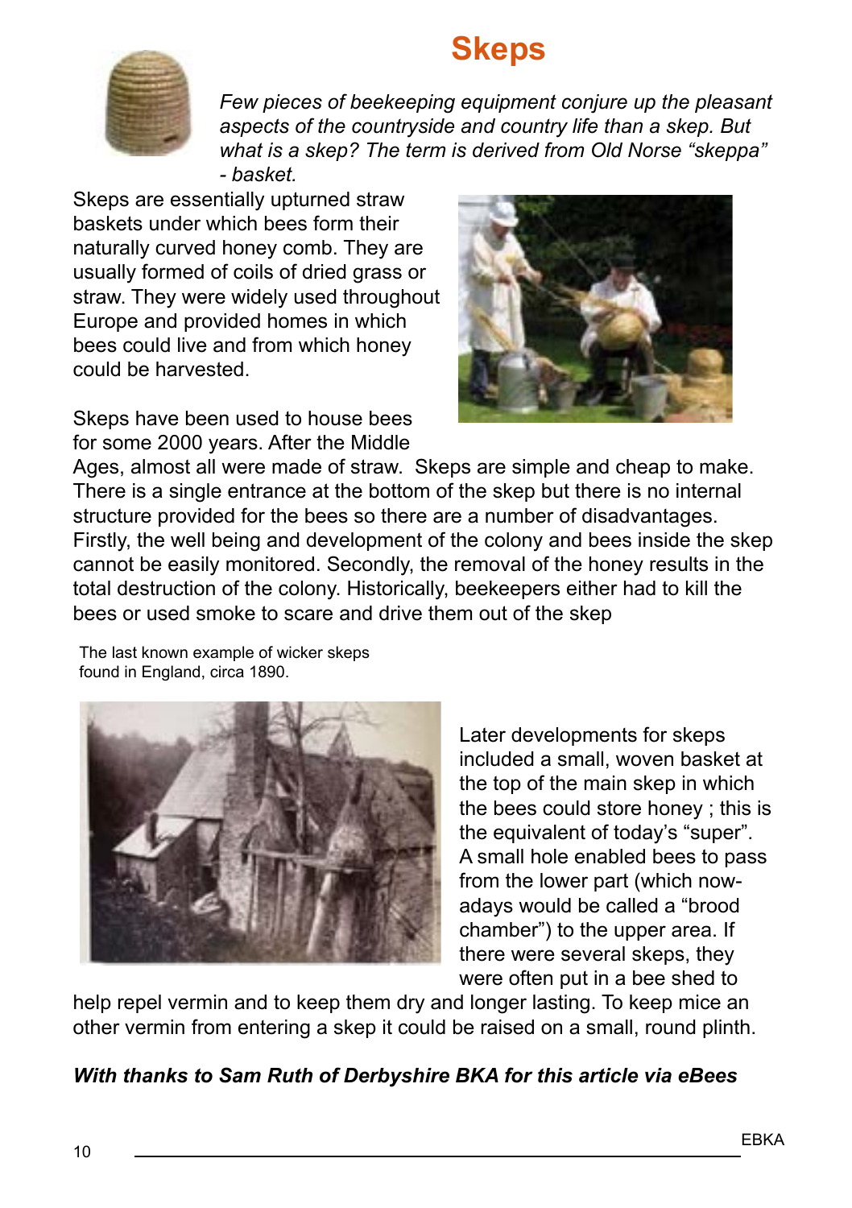# Skeps

*Few pieces of beekeeping equipment conjure up the pleasant aspects of the countryside and country life than a skep. But what is a skep? The term is derived from Old Norse "skeppa" - basket.*

Skeps are essentially upturned straw baskets under which bees form their naturally curved honey comb. They are usually formed of coils of dried grass or straw. They were widely used throughout Europe and provided homes in which bees could live and from which honey could be harvested.

Skeps have been used to house bees for some 2000 years. After the Middle Ages, almost all were made of straw. Skeps are simple and cheap to make. There is a single entrance at the bottom of the skep but there is no internal structure provided for the bees so there are a number of disadvantages. Firstly, the well being and development of the colony and bees inside the skep cannot be easily monitored. Secondly, the removal of the honey results in the total destruction of the colony. Historically, beekeepers either had to kill the bees or used smoke to scare and drive them out of the skep

The last known example of wicker skeps found in England, circa 1890.

Later developments for skeps included a small, woven basket at the top of the main skep in which the bees could store honey ; this is the equivalent of today's "super". A small hole enabled bees to pass from the lower part (which now-adays would be called a "brood chamber") to the upper area. If there were several skeps, they were often put in a bee shed to help repel vermin and to keep them dry and longer lasting. To keep mice an other vermin from entering a skep it could be raised on a small, round plinth.

***With thanks to Sam Ruth of Derbyshire BKA for this article via eBees***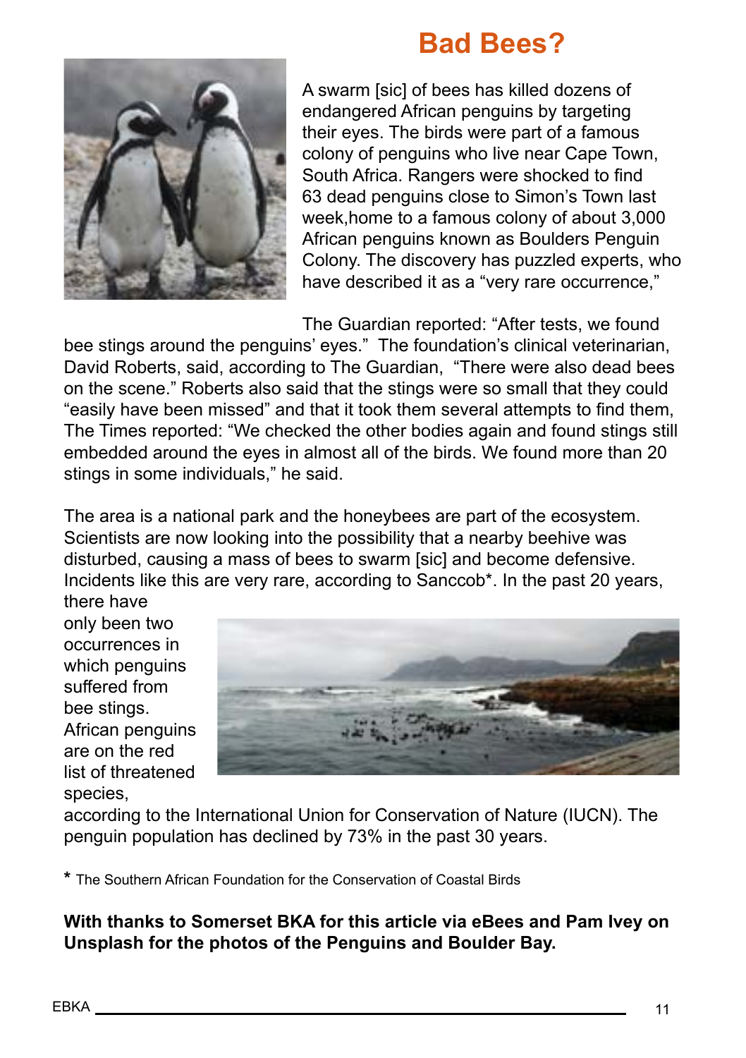# Bad Bees?

A swarm [sic] of bees has killed dozens of endangered African penguins by targeting their eyes. The birds were part of a famous colony of penguins who live near Cape Town, South Africa. Rangers were shocked to find 63 dead penguins close to Simon's Town last week,home to a famous colony of about 3,000 African penguins known as Boulders Penguin Colony. The discovery has puzzled experts, who have described it as a "very rare occurrence,"

The Guardian reported: "After tests, we found bee stings around the penguins' eyes." The foundation's clinical veterinarian, David Roberts, said, according to The Guardian, "There were also dead bees on the scene." Roberts also said that the stings were so small that they could "easily have been missed" and that it took them several attempts to find them, The Times reported: "We checked the other bodies again and found stings still embedded around the eyes in almost all of the birds. We found more than 20 stings in some individuals," he said.

The area is a national park and the honeybees are part of the ecosystem. Scientists are now looking into the possibility that a nearby beehive was disturbed, causing a mass of bees to swarm [sic] and become defensive. Incidents like this are very rare, according to Sanccob*. In the past 20 years, there have only been two occurrences in which penguins suffered from bee stings. African penguins are on the red list of threatened species, according to the International Union for Conservation of Nature (IUCN). The penguin population has declined by 73% in the past 30 years.

* The Southern African Foundation for the Conservation of Coastal Birds

**With thanks to Somerset BKA for this article via eBees and Pam Ivey on Unsplash for the photos of the Penguins and Boulder Bay.**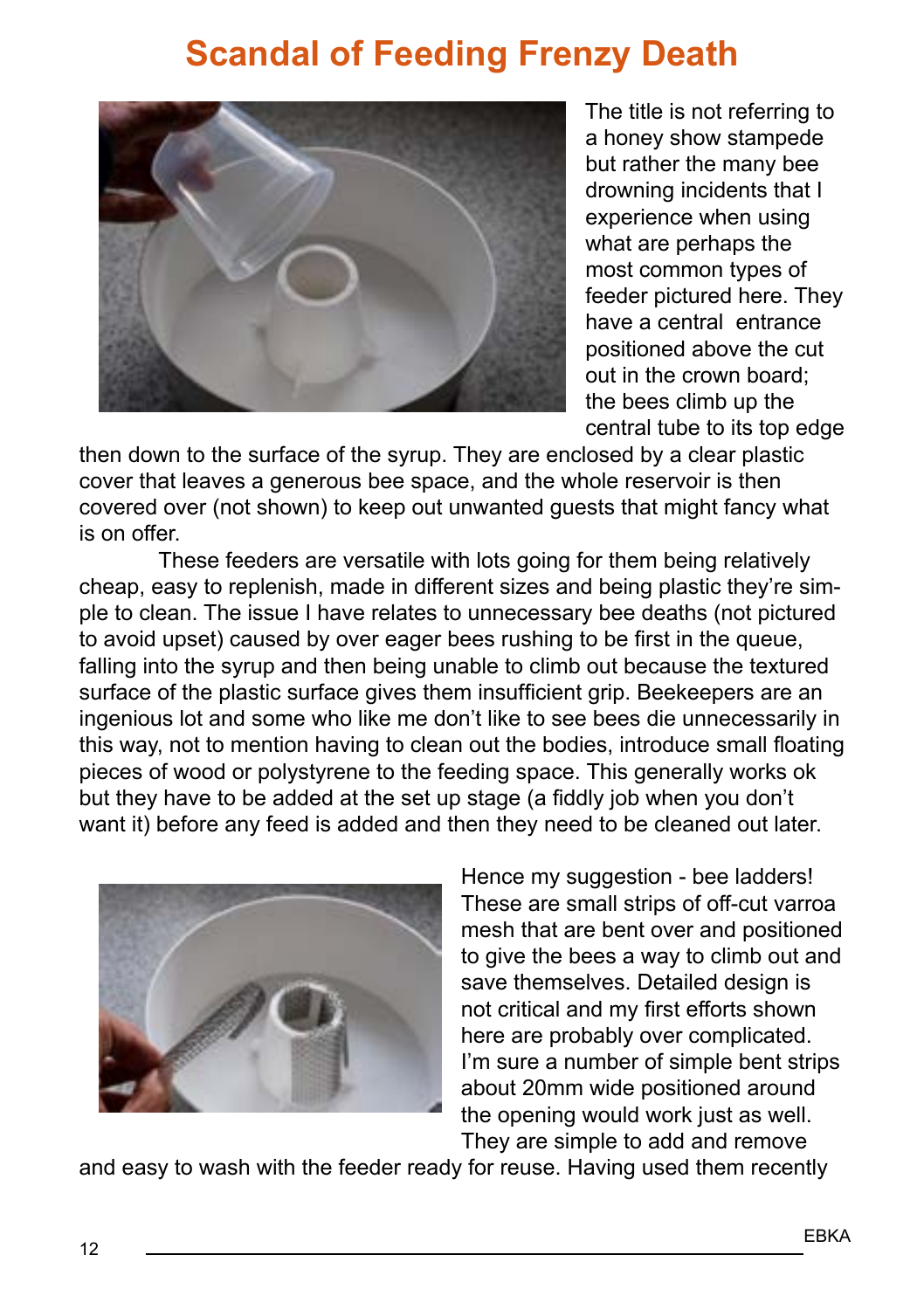# Scandal of Feeding Frenzy Death

The title is not referring to a honey show stampede but rather the many bee drowning incidents that I experience when using what are perhaps the most common types of feeder pictured here. They have a central entrance positioned above the cut out in the crown board; the bees climb up the central tube to its top edge then down to the surface of the syrup. They are enclosed by a clear plastic cover that leaves a generous bee space, and the whole reservoir is then covered over (not shown) to keep out unwanted guests that might fancy what is on offer.

These feeders are versatile with lots going for them being relatively cheap, easy to replenish, made in different sizes and being plastic they're simple to clean. The issue I have relates to unnecessary bee deaths (not pictured to avoid upset) caused by over eager bees rushing to be first in the queue, falling into the syrup and then being unable to climb out because the textured surface of the plastic surface gives them insufficient grip. Beekeepers are an ingenious lot and some who like me don't like to see bees die unnecessarily in this way, not to mention having to clean out the bodies, introduce small floating pieces of wood or polystyrene to the feeding space. This generally works ok but they have to be added at the set up stage (a fiddly job when you don't want it) before any feed is added and then they need to be cleaned out later.

Hence my suggestion - bee ladders! These are small strips of off-cut varroa mesh that are bent over and positioned to give the bees a way to climb out and save themselves. Detailed design is not critical and my first efforts shown here are probably over complicated. I'm sure a number of simple bent strips about 20mm wide positioned around the opening would work just as well. They are simple to add and remove and easy to wash with the feeder ready for reuse. Having used them recently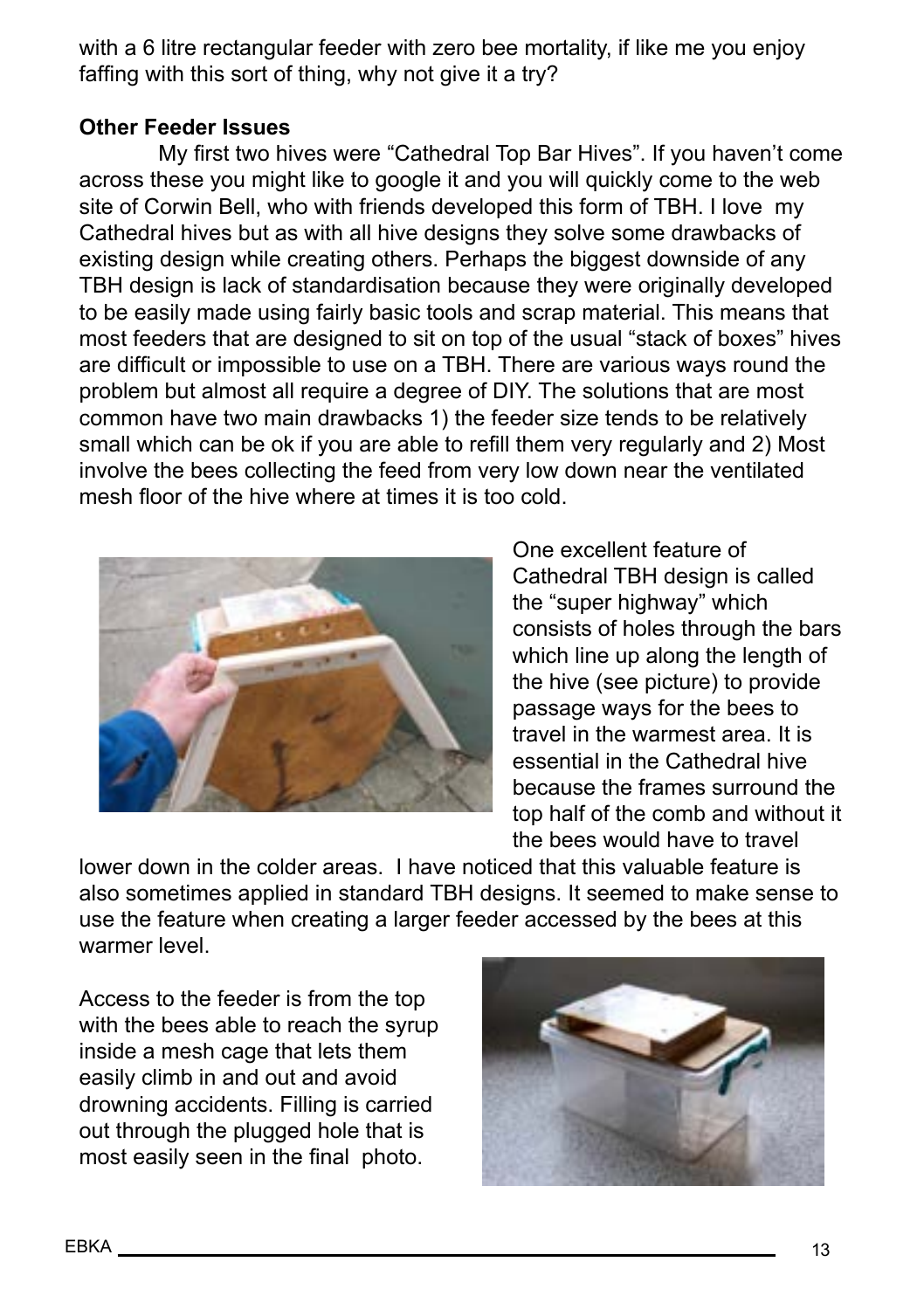with a 6 litre rectangular feeder with zero bee mortality, if like me you enjoy faffing with this sort of thing, why not give it a try?

**Other Feeder Issues**

My first two hives were "Cathedral Top Bar Hives". If you haven't come across these you might like to google it and you will quickly come to the web site of Corwin Bell, who with friends developed this form of TBH. I love my Cathedral hives but as with all hive designs they solve some drawbacks of existing design while creating others. Perhaps the biggest downside of any TBH design is lack of standardisation because they were originally developed to be easily made using fairly basic tools and scrap material. This means that most feeders that are designed to sit on top of the usual "stack of boxes" hives are difficult or impossible to use on a TBH. There are various ways round the problem but almost all require a degree of DIY. The solutions that are most common have two main drawbacks 1) the feeder size tends to be relatively small which can be ok if you are able to refill them very regularly and 2) Most involve the bees collecting the feed from very low down near the ventilated mesh floor of the hive where at times it is too cold.

One excellent feature of Cathedral TBH design is called the "super highway" which consists of holes through the bars which line up along the length of the hive (see picture) to provide passage ways for the bees to travel in the warmest area. It is essential in the Cathedral hive because the frames surround the top half of the comb and without it the bees would have to travel lower down in the colder areas. I have noticed that this valuable feature is also sometimes applied in standard TBH designs. It seemed to make sense to use the feature when creating a larger feeder accessed by the bees at this warmer level.

Access to the feeder is from the top with the bees able to reach the syrup inside a mesh cage that lets them easily climb in and out and avoid drowning accidents. Filling is carried out through the plugged hole that is most easily seen in the final photo.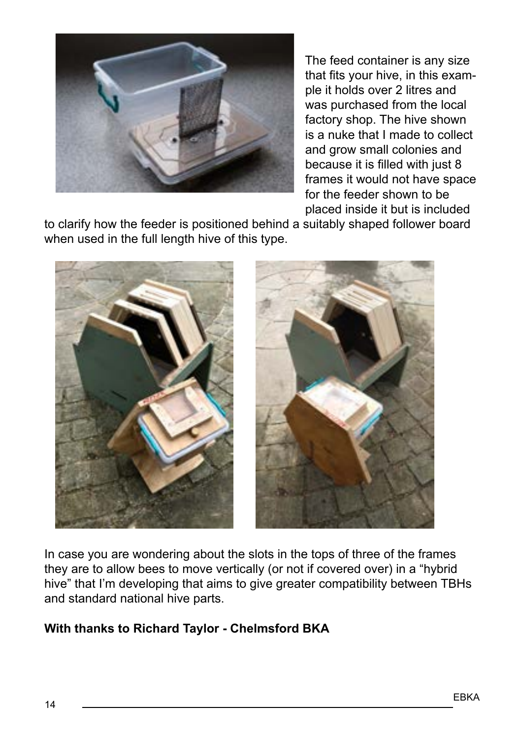The feed container is any size that fits your hive, in this example it holds over 2 litres and was purchased from the local factory shop. The hive shown is a nuke that I made to collect and grow small colonies and because it is filled with just 8 frames it would not have space for the feeder shown to be placed inside it but is included to clarify how the feeder is positioned behind a suitably shaped follower board when used in the full length hive of this type.

In case you are wondering about the slots in the tops of three of the frames they are to allow bees to move vertically (or not if covered over) in a "hybrid hive" that I'm developing that aims to give greater compatibility between TBHs and standard national hive parts.

**With thanks to Richard Taylor - Chelmsford BKA**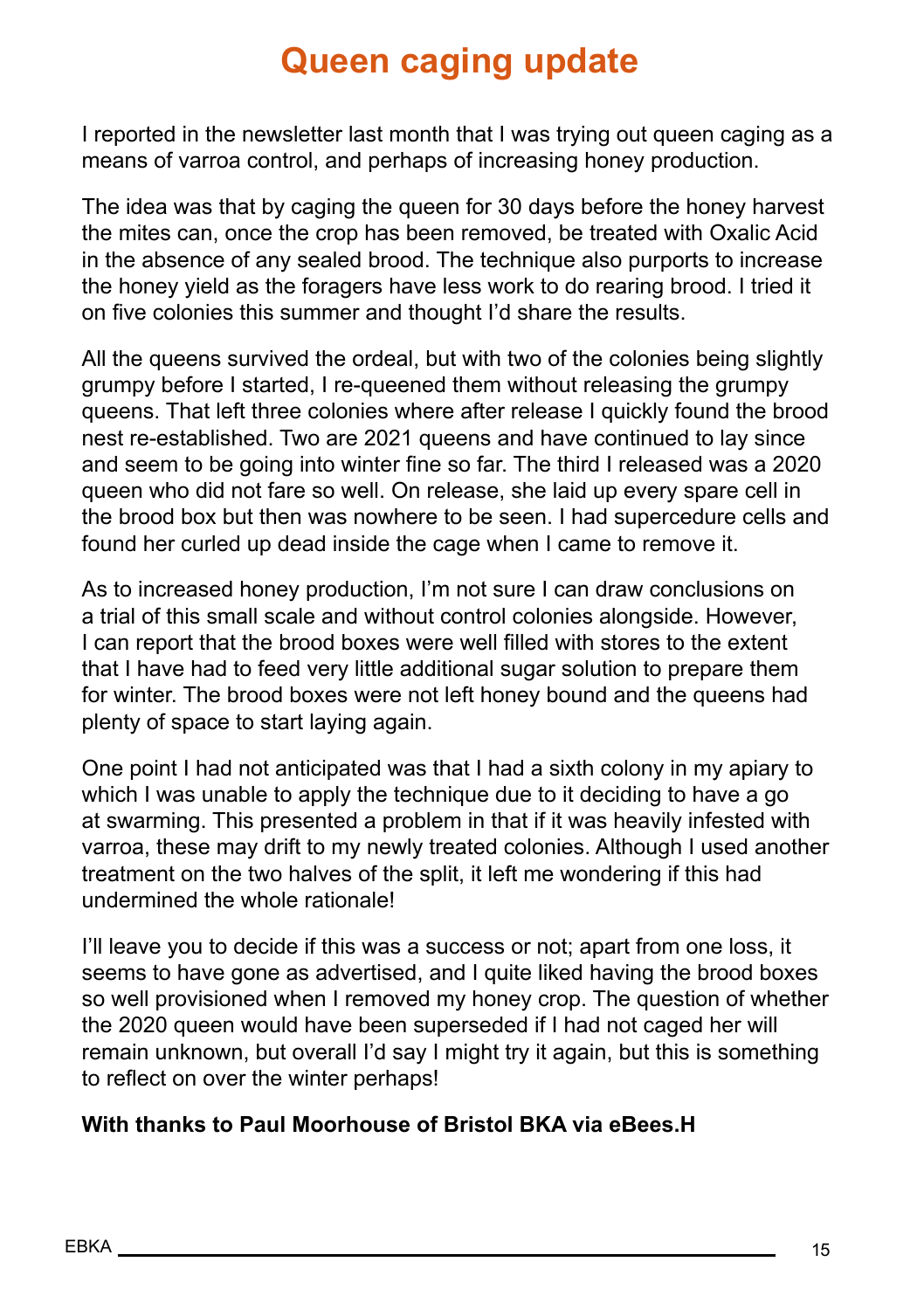# Queen caging update

I reported in the newsletter last month that I was trying out queen caging as a means of varroa control, and perhaps of increasing honey production.

The idea was that by caging the queen for 30 days before the honey harvest the mites can, once the crop has been removed, be treated with Oxalic Acid in the absence of any sealed brood. The technique also purports to increase the honey yield as the foragers have less work to do rearing brood. I tried it on five colonies this summer and thought I'd share the results.

All the queens survived the ordeal, but with two of the colonies being slightly grumpy before I started, I re-queened them without releasing the grumpy queens. That left three colonies where after release I quickly found the brood nest re-established. Two are 2021 queens and have continued to lay since and seem to be going into winter fine so far. The third I released was a 2020 queen who did not fare so well. On release, she laid up every spare cell in the brood box but then was nowhere to be seen. I had supercedure cells and found her curled up dead inside the cage when I came to remove it.

As to increased honey production, I'm not sure I can draw conclusions on a trial of this small scale and without control colonies alongside. However, I can report that the brood boxes were well filled with stores to the extent that I have had to feed very little additional sugar solution to prepare them for winter. The brood boxes were not left honey bound and the queens had plenty of space to start laying again.

One point I had not anticipated was that I had a sixth colony in my apiary to which I was unable to apply the technique due to it deciding to have a go at swarming. This presented a problem in that if it was heavily infested with varroa, these may drift to my newly treated colonies. Although I used another treatment on the two halves of the split, it left me wondering if this had undermined the whole rationale!

I'll leave you to decide if this was a success or not; apart from one loss, it seems to have gone as advertised, and I quite liked having the brood boxes so well provisioned when I removed my honey crop. The question of whether the 2020 queen would have been superseded if I had not caged her will remain unknown, but overall I'd say I might try it again, but this is something to reflect on over the winter perhaps!

**With thanks to Paul Moorhouse of Bristol BKA via eBees.H**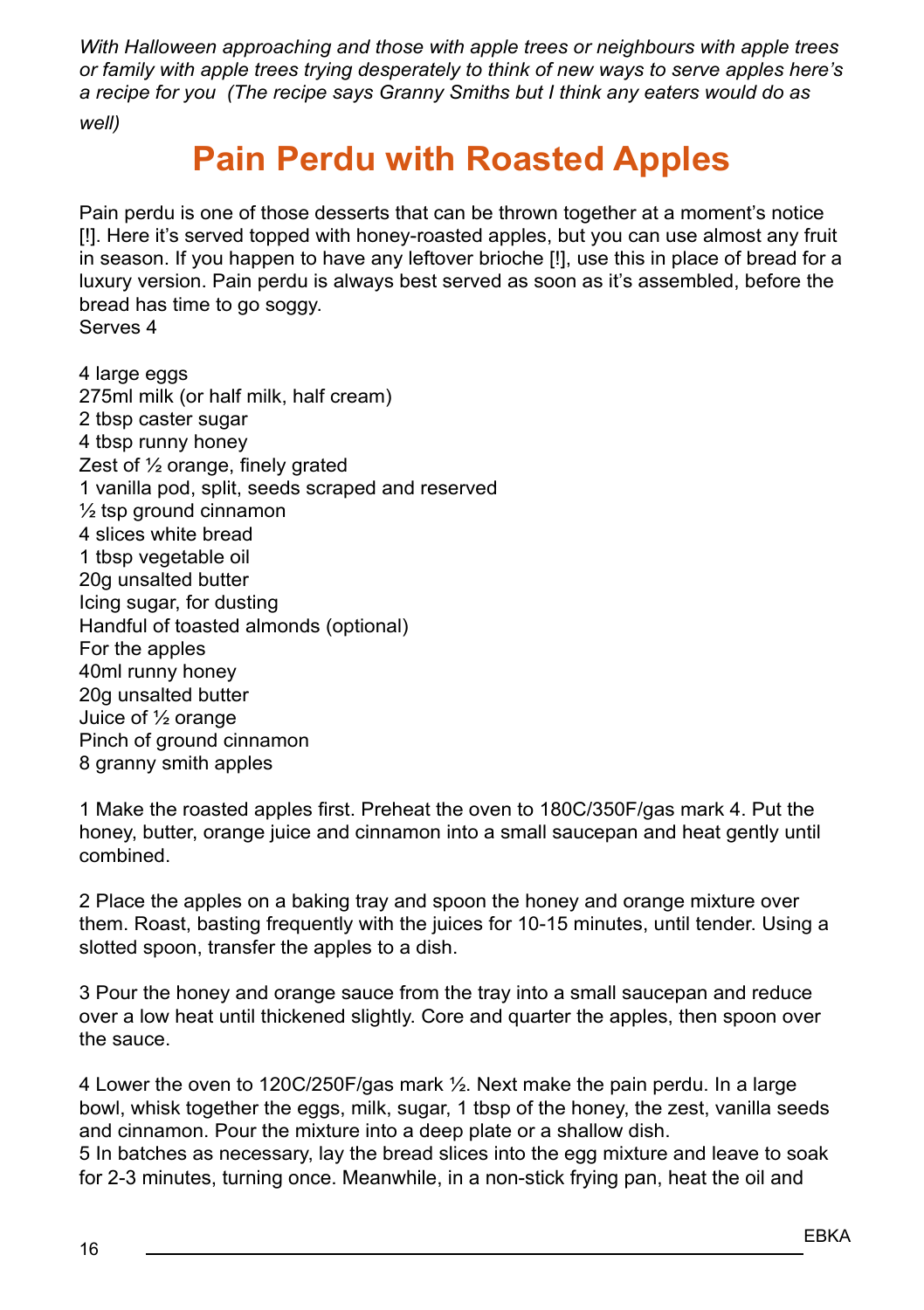*With Halloween approaching and those with apple trees or neighbours with apple trees or family with apple trees trying desperately to think of new ways to serve apples here's a recipe for you (The recipe says Granny Smiths but I think any eaters would do as well)*

# Pain Perdu with Roasted Apples

Pain perdu is one of those desserts that can be thrown together at a moment's notice [!]. Here it's served topped with honey-roasted apples, but you can use almost any fruit in season. If you happen to have any leftover brioche [!], use this in place of bread for a luxury version. Pain perdu is always best served as soon as it's assembled, before the bread has time to go soggy.
Serves 4

4 large eggs
275ml milk (or half milk, half cream)
2 tbsp caster sugar
4 tbsp runny honey
Zest of ½ orange, finely grated
1 vanilla pod, split, seeds scraped and reserved
½ tsp ground cinnamon
4 slices white bread
1 tbsp vegetable oil
20g unsalted butter
Icing sugar, for dusting
Handful of toasted almonds (optional)
For the apples
40ml runny honey
20g unsalted butter
Juice of ½ orange
Pinch of ground cinnamon
8 granny smith apples

1 Make the roasted apples first. Preheat the oven to 180C/350F/gas mark 4. Put the honey, butter, orange juice and cinnamon into a small saucepan and heat gently until combined.

2 Place the apples on a baking tray and spoon the honey and orange mixture over them. Roast, basting frequently with the juices for 10-15 minutes, until tender. Using a slotted spoon, transfer the apples to a dish.

3 Pour the honey and orange sauce from the tray into a small saucepan and reduce over a low heat until thickened slightly. Core and quarter the apples, then spoon over the sauce.

4 Lower the oven to 120C/250F/gas mark ½. Next make the pain perdu. In a large bowl, whisk together the eggs, milk, sugar, 1 tbsp of the honey, the zest, vanilla seeds and cinnamon. Pour the mixture into a deep plate or a shallow dish.
5 In batches as necessary, lay the bread slices into the egg mixture and leave to soak for 2-3 minutes, turning once. Meanwhile, in a non-stick frying pan, heat the oil and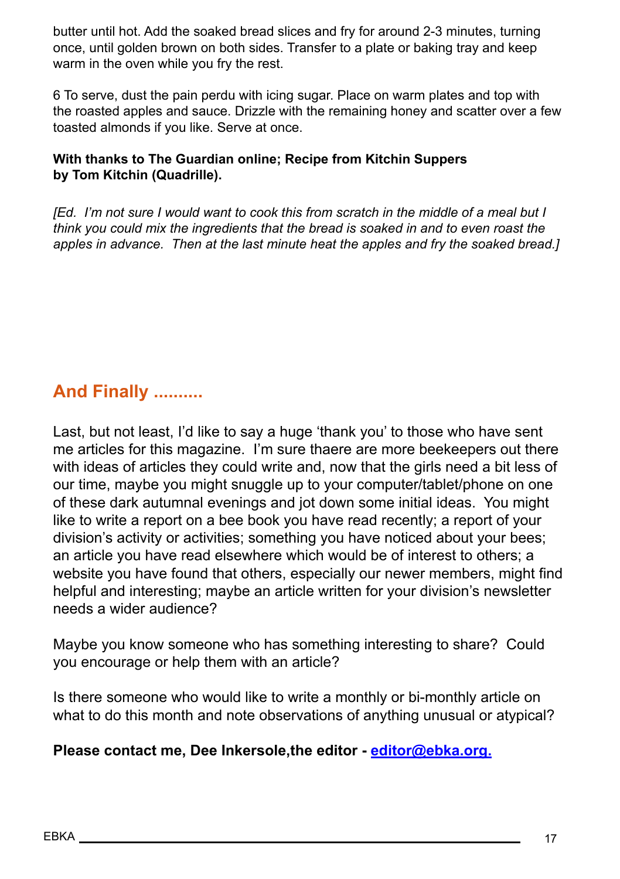butter until hot. Add the soaked bread slices and fry for around 2-3 minutes, turning once, until golden brown on both sides. Transfer to a plate or baking tray and keep warm in the oven while you fry the rest.

6 To serve, dust the pain perdu with icing sugar. Place on warm plates and top with the roasted apples and sauce. Drizzle with the remaining honey and scatter over a few toasted almonds if you like. Serve at once.

**With thanks to The Guardian online; Recipe from Kitchin Suppers by Tom Kitchin (Quadrille).**

*[Ed. I'm not sure I would want to cook this from scratch in the middle of a meal but I think you could mix the ingredients that the bread is soaked in and to even roast the apples in advance. Then at the last minute heat the apples and fry the soaked bread.]*

## And Finally ..........

Last, but not least, I'd like to say a huge 'thank you' to those who have sent me articles for this magazine. I'm sure thaere are more beekeepers out there with ideas of articles they could write and, now that the girls need a bit less of our time, maybe you might snuggle up to your computer/tablet/phone on one of these dark autumnal evenings and jot down some initial ideas. You might like to write a report on a bee book you have read recently; a report of your division's activity or activities; something you have noticed about your bees; an article you have read elsewhere which would be of interest to others; a website you have found that others, especially our newer members, might find helpful and interesting; maybe an article written for your division's newsletter needs a wider audience?

Maybe you know someone who has something interesting to share? Could you encourage or help them with an article?

Is there someone who would like to write a monthly or bi-monthly article on what to do this month and note observations of anything unusual or atypical?

**Please contact me, Dee Inkersole,the editor - editor@ebka.org.**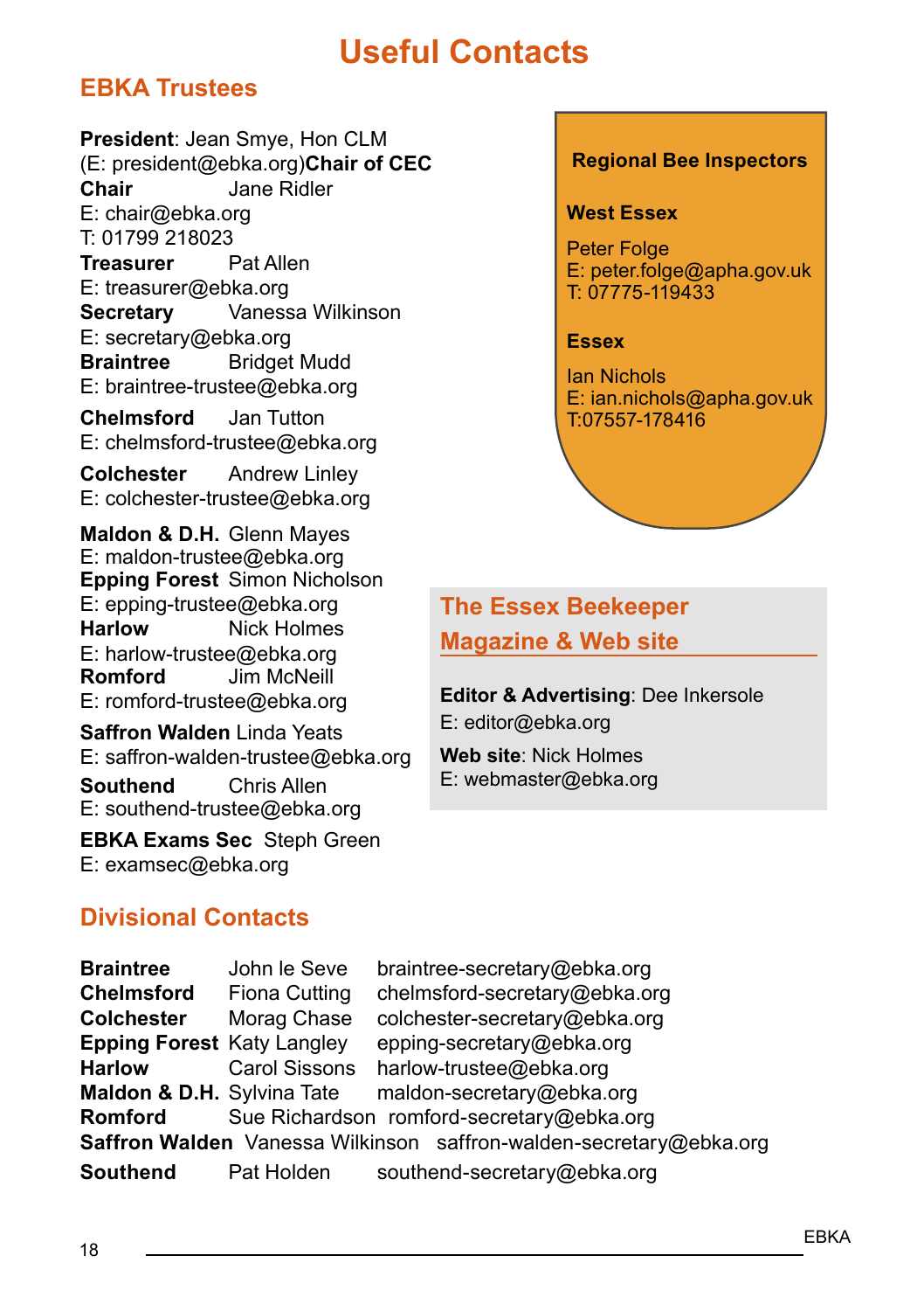# Useful Contacts

## EBKA Trustees

**President**: Jean Smye, Hon CLM
(E: president@ebka.org)**Chair of CEC**

**Chair** Jane Ridler
E: chair@ebka.org
T: 01799 218023

**Treasurer** Pat Allen
E: treasurer@ebka.org

**Secretary** Vanessa Wilkinson
E: secretary@ebka.org

**Braintree** Bridget Mudd
E: braintree-trustee@ebka.org

**Chelmsford** Jan Tutton
E: chelmsford-trustee@ebka.org

**Colchester** Andrew Linley
E: colchester-trustee@ebka.org

**Maldon & D.H.** Glenn Mayes
E: maldon-trustee@ebka.org

**Epping Forest** Simon Nicholson
E: epping-trustee@ebka.org

**Harlow** Nick Holmes
E: harlow-trustee@ebka.org

**Romford** Jim McNeill
E: romford-trustee@ebka.org

**Saffron Walden** Linda Yeats
E: saffron-walden-trustee@ebka.org

**Southend** Chris Allen
E: southend-trustee@ebka.org

**EBKA Exams Sec** Steph Green
E: examsec@ebka.org

### Regional Bee Inspectors

**West Essex**

Peter Folge
E: peter.folge@apha.gov.uk
T: 07775-119433

**Essex**

Ian Nichols
E: ian.nichols@apha.gov.uk
T:07557-178416

## The Essex Beekeeper Magazine & Web site

**Editor & Advertising**: Dee Inkersole
E: editor@ebka.org

**Web site**: Nick Holmes
E: webmaster@ebka.org

## Divisional Contacts

| | | |
|---|---|---|
| **Braintree** | John le Seve | braintree-secretary@ebka.org |
| **Chelmsford** | Fiona Cutting | chelmsford-secretary@ebka.org |
| **Colchester** | Morag Chase | colchester-secretary@ebka.org |
| **Epping Forest** | Katy Langley | epping-secretary@ebka.org |
| **Harlow** | Carol Sissons | harlow-trustee@ebka.org |
| **Maldon & D.H.** | Sylvina Tate | maldon-secretary@ebka.org |
| **Romford** | Sue Richardson | romford-secretary@ebka.org |
| **Saffron Walden** | Vanessa Wilkinson | saffron-walden-secretary@ebka.org |
| **Southend** | Pat Holden | southend-secretary@ebka.org |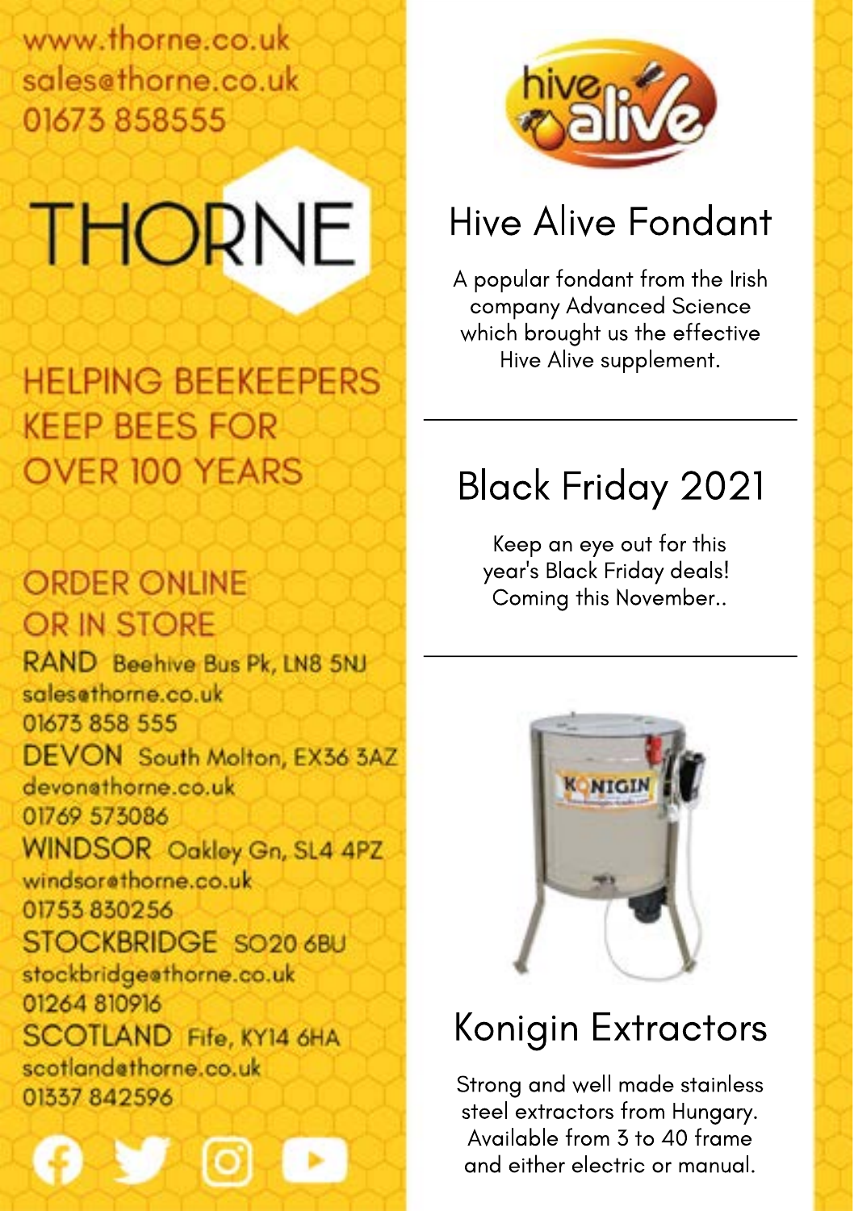www.thorne.co.uk
sales@thorne.co.uk
01673 858555

# THORNE

## HELPING BEEKEEPERS KEEP BEES FOR OVER 100 YEARS

## ORDER ONLINE OR IN STORE

**RAND** Beehive Bus Pk, LN8 5NJ
sales@thorne.co.uk
01673 858 555

**DEVON** South Molton, EX36 3AZ
devon@thorne.co.uk
01769 573086

**WINDSOR** Oakley Gn, SL4 4PZ
windsor@thorne.co.uk
01753 830256

**STOCKBRIDGE** SO20 6BU
stockbridge@thorne.co.uk
01264 810916

**SCOTLAND** Fife, KY14 6HA
scotland@thorne.co.uk
01337 842596

## Hive Alive Fondant

A popular fondant from the Irish company Advanced Science which brought us the effective Hive Alive supplement.

---

## Black Friday 2021

Keep an eye out for this year's Black Friday deals! Coming this November..

---

## Konigin Extractors

Strong and well made stainless steel extractors from Hungary. Available from 3 to 40 frame and either electric or manual.